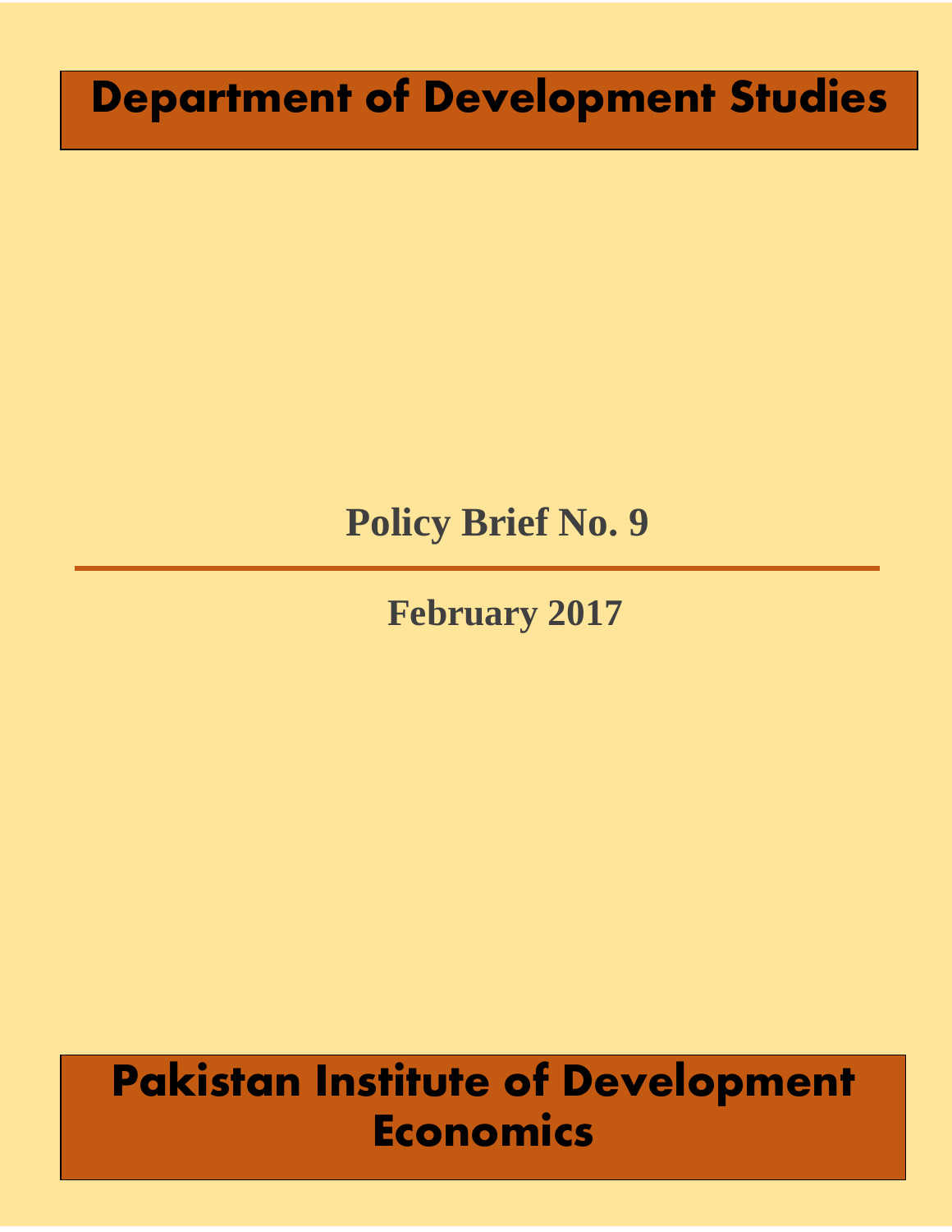# Department of Development Studies

## Policy Brief No. 9

---

### February 2017

# Pakistan Institute of Development Economics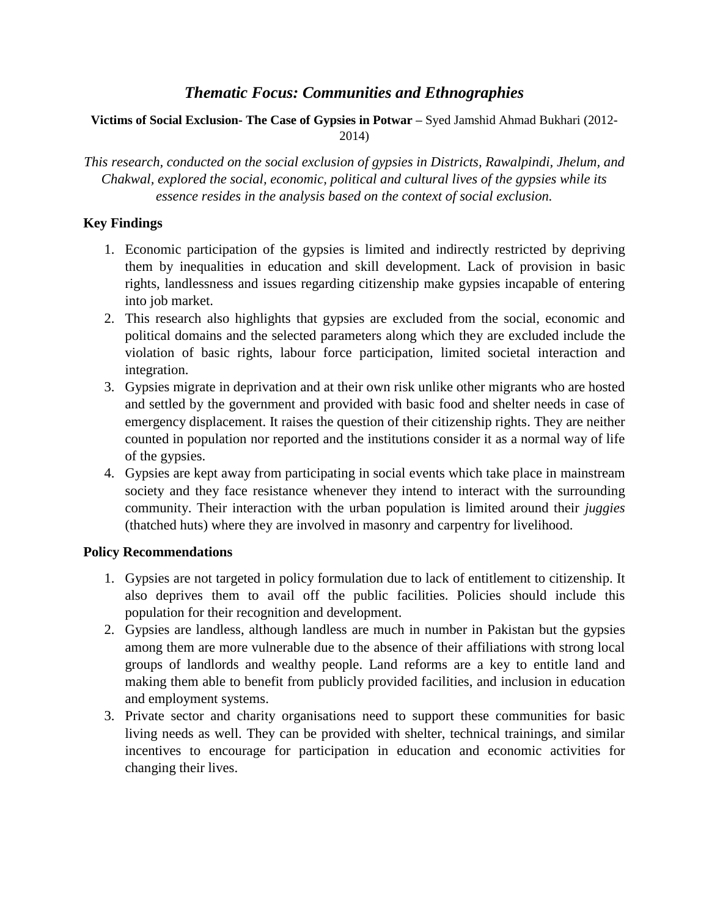## *Thematic Focus: Communities and Ethnographies*

**Victims of Social Exclusion- The Case of Gypsies in Potwar –** Syed Jamshid Ahmad Bukhari (2012-2014)

*This research, conducted on the social exclusion of gypsies in Districts, Rawalpindi, Jhelum, and Chakwal, explored the social, economic, political and cultural lives of the gypsies while its essence resides in the analysis based on the context of social exclusion.*

### Key Findings

1. Economic participation of the gypsies is limited and indirectly restricted by depriving them by inequalities in education and skill development. Lack of provision in basic rights, landlessness and issues regarding citizenship make gypsies incapable of entering into job market.
2. This research also highlights that gypsies are excluded from the social, economic and political domains and the selected parameters along which they are excluded include the violation of basic rights, labour force participation, limited societal interaction and integration.
3. Gypsies migrate in deprivation and at their own risk unlike other migrants who are hosted and settled by the government and provided with basic food and shelter needs in case of emergency displacement. It raises the question of their citizenship rights. They are neither counted in population nor reported and the institutions consider it as a normal way of life of the gypsies.
4. Gypsies are kept away from participating in social events which take place in mainstream society and they face resistance whenever they intend to interact with the surrounding community. Their interaction with the urban population is limited around their *juggies* (thatched huts) where they are involved in masonry and carpentry for livelihood.

### Policy Recommendations

1. Gypsies are not targeted in policy formulation due to lack of entitlement to citizenship. It also deprives them to avail off the public facilities. Policies should include this population for their recognition and development.
2. Gypsies are landless, although landless are much in number in Pakistan but the gypsies among them are more vulnerable due to the absence of their affiliations with strong local groups of landlords and wealthy people. Land reforms are a key to entitle land and making them able to benefit from publicly provided facilities, and inclusion in education and employment systems.
3. Private sector and charity organisations need to support these communities for basic living needs as well. They can be provided with shelter, technical trainings, and similar incentives to encourage for participation in education and economic activities for changing their lives.